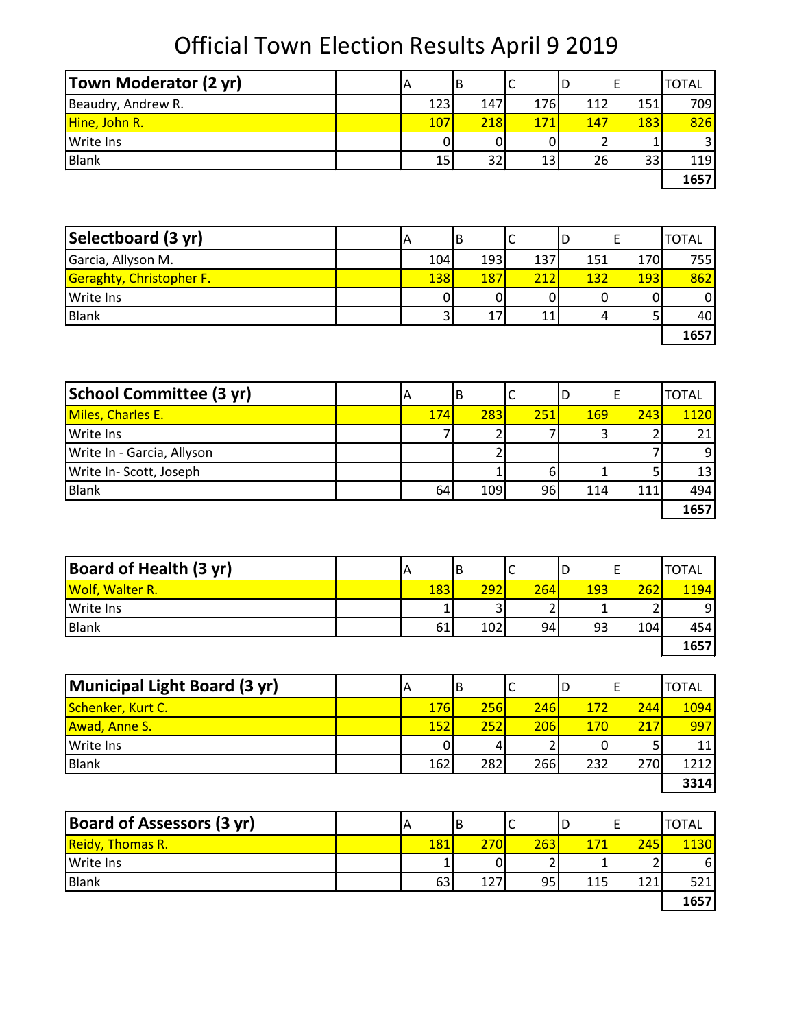# Official Town Election Results April 9 2019

| Town Moderator (2 yr) | A | B | C | D | E | TOTAL |
|---|---|---|---|---|---|---|
| Beaudry, Andrew R. | 123 | 147 | 176 | 112 | 151 | 709 |
| Hine, John R. | 107 | 218 | 171 | 147 | 183 | 826 |
| Write Ins | 0 | 0 | 0 | 2 | 1 | 3 |
| Blank | 15 | 32 | 13 | 26 | 33 | 119 |
| | | | | | | **1657** |

| Selectboard (3 yr) | A | B | C | D | E | TOTAL |
|---|---|---|---|---|---|---|
| Garcia, Allyson M. | 104 | 193 | 137 | 151 | 170 | 755 |
| Geraghty, Christopher F. | 138 | 187 | 212 | 132 | 193 | 862 |
| Write Ins | 0 | 0 | 0 | 0 | 0 | 0 |
| Blank | 3 | 17 | 11 | 4 | 5 | 40 |
| | | | | | | **1657** |

| School Committee (3 yr) | A | B | C | D | E | TOTAL |
|---|---|---|---|---|---|---|
| Miles, Charles E. | 174 | 283 | 251 | 169 | 243 | 1120 |
| Write Ins | 7 | 2 | 7 | 3 | 2 | 21 |
| Write In - Garcia, Allyson | | 2 | | | 7 | 9 |
| Write In- Scott, Joseph | | 1 | 6 | 1 | 5 | 13 |
| Blank | 64 | 109 | 96 | 114 | 111 | 494 |
| | | | | | | **1657** |

| Board of Health (3 yr) | A | B | C | D | E | TOTAL |
|---|---|---|---|---|---|---|
| Wolf, Walter R. | 183 | 292 | 264 | 193 | 262 | 1194 |
| Write Ins | 1 | 3 | 2 | 1 | 2 | 9 |
| Blank | 61 | 102 | 94 | 93 | 104 | 454 |
| | | | | | | **1657** |

| Municipal Light Board (3 yr) | A | B | C | D | E | TOTAL |
|---|---|---|---|---|---|---|
| Schenker, Kurt C. | 176 | 256 | 246 | 172 | 244 | 1094 |
| Awad, Anne S. | 152 | 252 | 206 | 170 | 217 | 997 |
| Write Ins | 0 | 4 | 2 | 0 | 5 | 11 |
| Blank | 162 | 282 | 266 | 232 | 270 | 1212 |
| | | | | | | **3314** |

| Board of Assessors (3 yr) | A | B | C | D | E | TOTAL |
|---|---|---|---|---|---|---|
| Reidy, Thomas R. | 181 | 270 | 263 | 171 | 245 | 1130 |
| Write Ins | 1 | 0 | 2 | 1 | 2 | 6 |
| Blank | 63 | 127 | 95 | 115 | 121 | 521 |
| | | | | | | **1657** |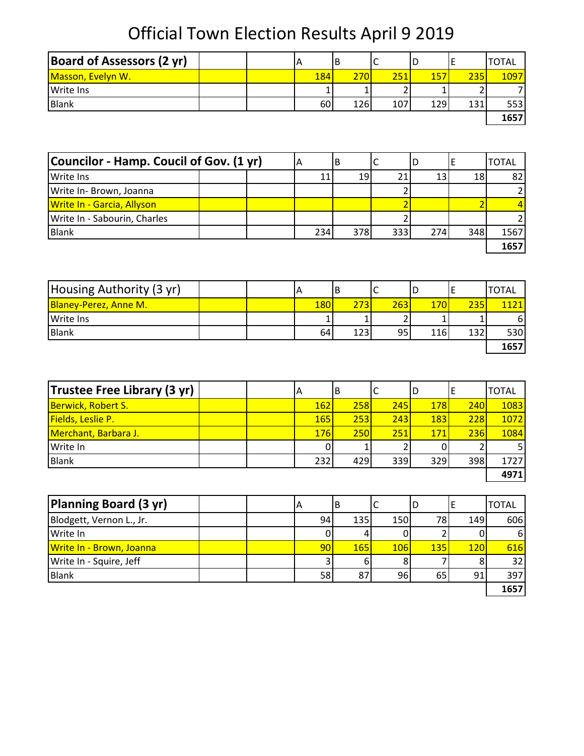# Official Town Election Results April 9 2019

| Board of Assessors (2 yr) | A | B | C | D | E | TOTAL |
|---|---|---|---|---|---|---|
| Masson, Evelyn W. | 184 | 270 | 251 | 157 | 235 | 1097 |
| Write Ins | 1 | 1 | 2 | 1 | 2 | 7 |
| Blank | 60 | 126 | 107 | 129 | 131 | 553 |
| | | | | | | **1657** |

| Councilor - Hamp. Coucil of Gov. (1 yr) | A | B | C | D | E | TOTAL |
|---|---|---|---|---|---|---|
| Write Ins | 11 | 19 | 21 | 13 | 18 | 82 |
| Write In- Brown, Joanna | | | 2 | | | 2 |
| Write In - Garcia, Allyson | | | 2 | | 2 | 4 |
| Write In - Sabourin, Charles | | | 2 | | | 2 |
| Blank | 234 | 378 | 333 | 274 | 348 | 1567 |
| | | | | | | **1657** |

| Housing Authority (3 yr) | A | B | C | D | E | TOTAL |
|---|---|---|---|---|---|---|
| Blaney-Perez, Anne M. | 180 | 273 | 263 | 170 | 235 | 1121 |
| Write Ins | 1 | 1 | 2 | 1 | 1 | 6 |
| Blank | 64 | 123 | 95 | 116 | 132 | 530 |
| | | | | | | **1657** |

| Trustee Free Library (3 yr) | A | B | C | D | E | TOTAL |
|---|---|---|---|---|---|---|
| Berwick, Robert S. | 162 | 258 | 245 | 178 | 240 | 1083 |
| Fields, Leslie P. | 165 | 253 | 243 | 183 | 228 | 1072 |
| Merchant, Barbara J. | 176 | 250 | 251 | 171 | 236 | 1084 |
| Write In | 0 | 1 | 2 | 0 | 2 | 5 |
| Blank | 232 | 429 | 339 | 329 | 398 | 1727 |
| | | | | | | **4971** |

| Planning Board (3 yr) | A | B | C | D | E | TOTAL |
|---|---|---|---|---|---|---|
| Blodgett, Vernon L., Jr. | 94 | 135 | 150 | 78 | 149 | 606 |
| Write In | 0 | 4 | 0 | 2 | 0 | 6 |
| Write In - Brown, Joanna | 90 | 165 | 106 | 135 | 120 | 616 |
| Write In - Squire, Jeff | 3 | 6 | 8 | 7 | 8 | 32 |
| Blank | 58 | 87 | 96 | 65 | 91 | 397 |
| | | | | | | **1657** |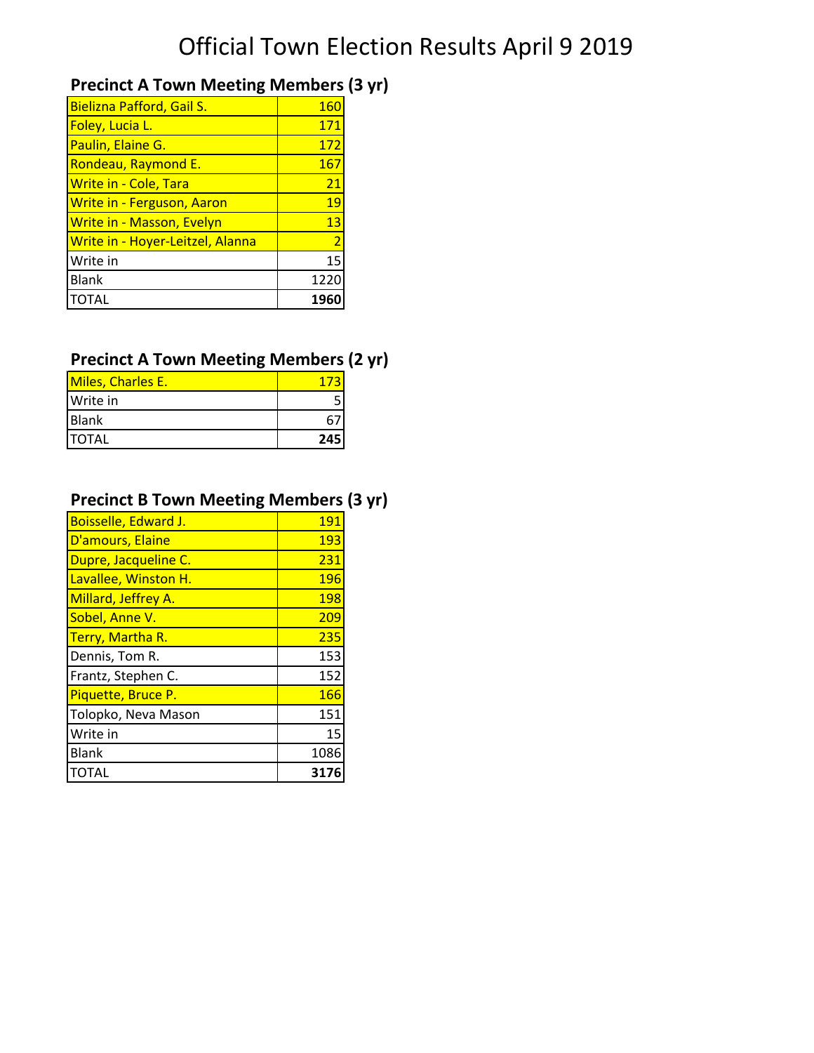# Official Town Election Results April 9 2019

## Precinct A Town Meeting Members (3 yr)

| Candidate | Votes |
|---|---|
| Bielizna Pafford, Gail S. | 160 |
| Foley, Lucia L. | 171 |
| Paulin, Elaine G. | 172 |
| Rondeau, Raymond E. | 167 |
| Write in - Cole, Tara | 21 |
| Write in - Ferguson, Aaron | 19 |
| Write in - Masson, Evelyn | 13 |
| Write in - Hoyer-Leitzel, Alanna | 2 |
| Write in | 15 |
| Blank | 1220 |
| TOTAL | **1960** |

## Precinct A Town Meeting Members (2 yr)

| Candidate | Votes |
|---|---|
| Miles, Charles E. | 173 |
| Write in | 5 |
| Blank | 67 |
| TOTAL | **245** |

## Precinct B Town Meeting Members (3 yr)

| Candidate | Votes |
|---|---|
| Boisselle, Edward J. | 191 |
| D'amours, Elaine | 193 |
| Dupre, Jacqueline C. | 231 |
| Lavallee, Winston H. | 196 |
| Millard, Jeffrey A. | 198 |
| Sobel, Anne V. | 209 |
| Terry, Martha R. | 235 |
| Dennis, Tom R. | 153 |
| Frantz, Stephen C. | 152 |
| Piquette, Bruce P. | 166 |
| Tolopko, Neva Mason | 151 |
| Write in | 15 |
| Blank | 1086 |
| TOTAL | **3176** |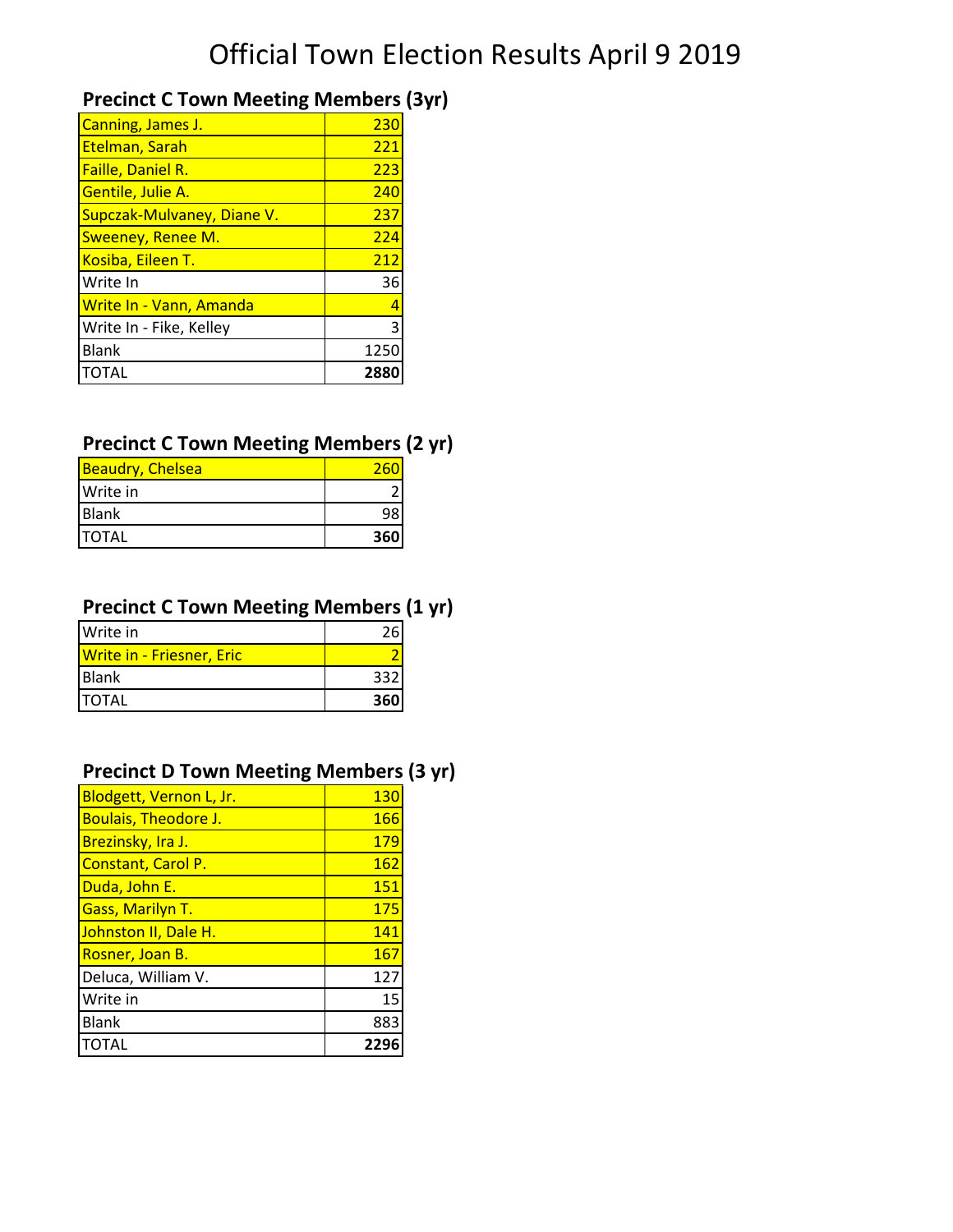# Official Town Election Results April 9 2019

### Precinct C Town Meeting Members (3yr)

| | |
|---|---|
| Canning, James J. | 230 |
| Etelman, Sarah | 221 |
| Faille, Daniel R. | 223 |
| Gentile, Julie A. | 240 |
| Supczak-Mulvaney, Diane V. | 237 |
| Sweeney, Renee M. | 224 |
| Kosiba, Eileen T. | 212 |
| Write In | 36 |
| Write In - Vann, Amanda | 4 |
| Write In - Fike, Kelley | 3 |
| Blank | 1250 |
| TOTAL | **2880** |

### Precinct C Town Meeting Members (2 yr)

| | |
|---|---|
| Beaudry, Chelsea | 260 |
| Write in | 2 |
| Blank | 98 |
| TOTAL | **360** |

### Precinct C Town Meeting Members (1 yr)

| | |
|---|---|
| Write in | 26 |
| Write in - Friesner, Eric | 2 |
| Blank | 332 |
| TOTAL | **360** |

### Precinct D Town Meeting Members (3 yr)

| | |
|---|---|
| Blodgett, Vernon L, Jr. | 130 |
| Boulais, Theodore J. | 166 |
| Brezinsky, Ira J. | 179 |
| Constant, Carol P. | 162 |
| Duda, John E. | 151 |
| Gass, Marilyn T. | 175 |
| Johnston II, Dale H. | 141 |
| Rosner, Joan B. | 167 |
| Deluca, William V. | 127 |
| Write in | 15 |
| Blank | 883 |
| TOTAL | **2296** |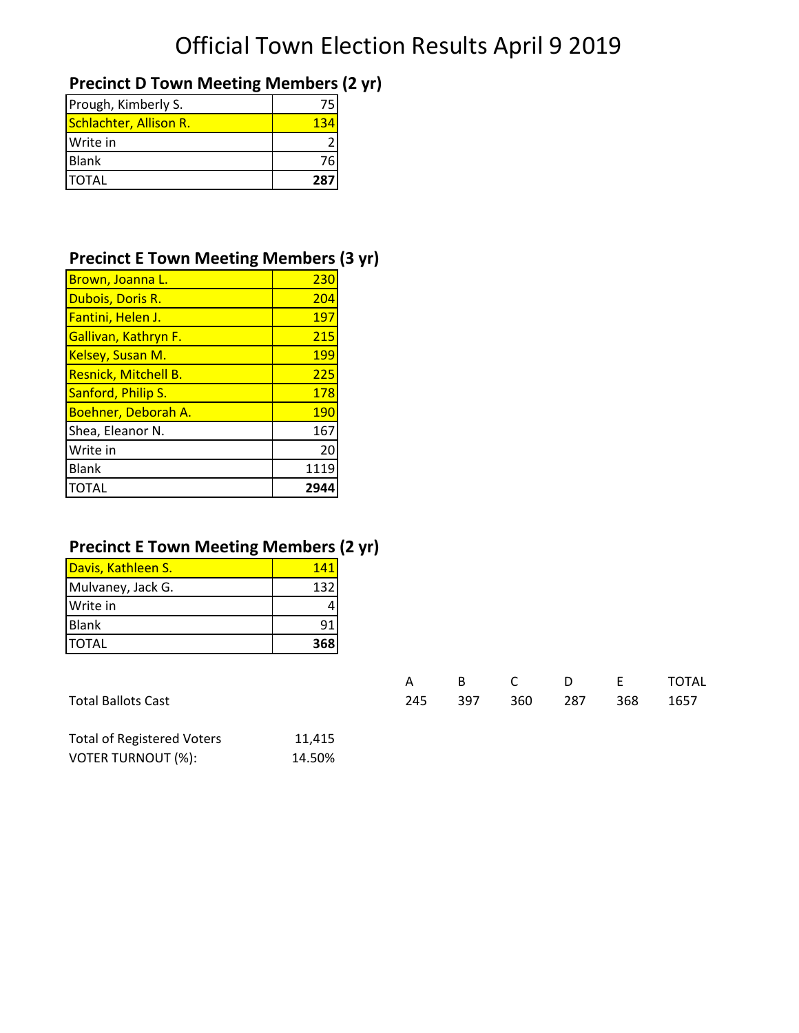# Official Town Election Results April 9 2019

### Precinct D Town Meeting Members (2 yr)

| | |
|---|---|
| Prough, Kimberly S. | 75 |
| Schlachter, Allison R. | 134 |
| Write in | 2 |
| Blank | 76 |
| TOTAL | **287** |

### Precinct E Town Meeting Members (3 yr)

| | |
|---|---|
| Brown, Joanna L. | 230 |
| Dubois, Doris R. | 204 |
| Fantini, Helen J. | 197 |
| Gallivan, Kathryn F. | 215 |
| Kelsey, Susan M. | 199 |
| Resnick, Mitchell B. | 225 |
| Sanford, Philip S. | 178 |
| Boehner, Deborah A. | 190 |
| Shea, Eleanor N. | 167 |
| Write in | 20 |
| Blank | 1119 |
| TOTAL | **2944** |

### Precinct E Town Meeting Members (2 yr)

| | |
|---|---|
| Davis, Kathleen S. | 141 |
| Mulvaney, Jack G. | 132 |
| Write in | 4 |
| Blank | 91 |
| TOTAL | **368** |

| | A | B | C | D | E | TOTAL |
|---|---|---|---|---|---|---|
| Total Ballots Cast | 245 | 397 | 360 | 287 | 368 | 1657 |

Total of Registered Voters 11,415

VOTER TURNOUT (%): 14.50%